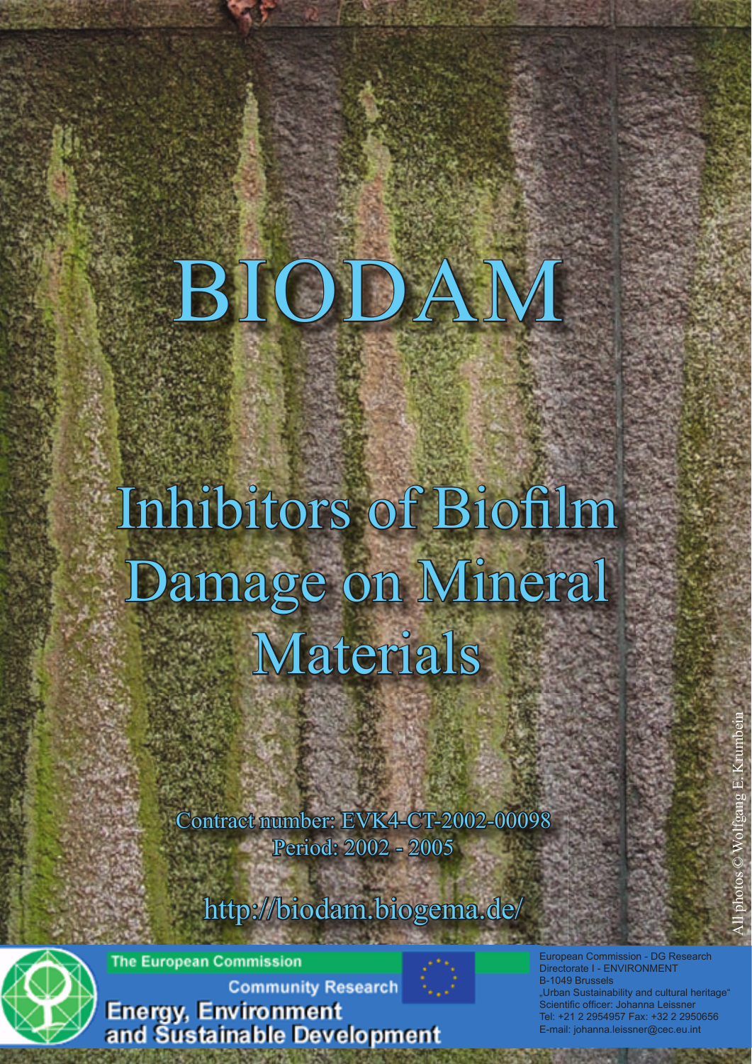# BIODAM

## Inhibitors of Biofilm Damage on Mineral Materials

Contract number: EVK4-CT-2002-00098
Period: 2002 - 2005

http://biodam.biogema.de/

All photos © Wolfgang E. Krumbein

The European Commission
Community Research
Energy, Environment and Sustainable Development

European Commission - DG Research
Directorate I - ENVIRONMENT
B-1049 Brussels
„Urban Sustainability and cultural heritage"
Scientific officer: Johanna Leissner
Tel: +21 2 2954957 Fax: +32 2 2950656
E-mail: johanna.leissner@cec.eu.int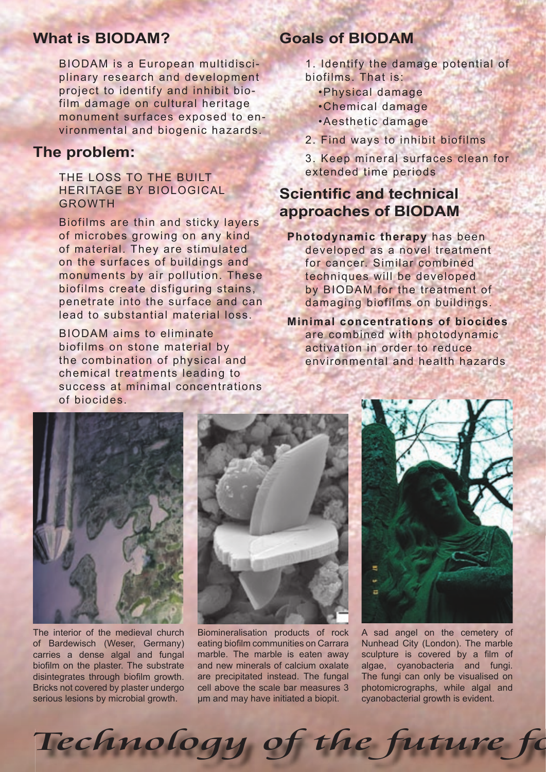## What is BIODAM?

BIODAM is a European multidisciplinary research and development project to identify and inhibit biofilm damage on cultural heritage monument surfaces exposed to environmental and biogenic hazards.

## The problem:

THE LOSS TO THE BUILT HERITAGE BY BIOLOGICAL GROWTH

Biofilms are thin and sticky layers of microbes growing on any kind of material. They are stimulated on the surfaces of buildings and monuments by air pollution. These biofilms create disfiguring stains, penetrate into the surface and can lead to substantial material loss.

BIODAM aims to eliminate biofilms on stone material by the combination of physical and chemical treatments leading to success at minimal concentrations of biocides.

## Goals of BIODAM

1. Identify the damage potential of biofilms. That is:
   - Physical damage
   - Chemical damage
   - Aesthetic damage
2. Find ways to inhibit biofilms
3. Keep mineral surfaces clean for extended time periods

## Scientific and technical approaches of BIODAM

**Photodynamic therapy** has been developed as a novel treatment for cancer. Similar combined techniques will be developed by BIODAM for the treatment of damaging biofilms on buildings.

**Minimal concentrations of biocides** are combined with photodynamic activation in order to reduce environmental and health hazards

The interior of the medieval church of Bardewisch (Weser, Germany) carries a dense algal and fungal biofilm on the plaster. The substrate disintegrates through biofilm growth. Bricks not covered by plaster undergo serious lesions by microbial growth.

Biomineralisation products of rock eating biofilm communities on Carrara marble. The marble is eaten away and new minerals of calcium oxalate are precipitated instead. The fungal cell above the scale bar measures 3 µm and may have initiated a biopit.

A sad angel on the cemetery of Nunhead City (London). The marble sculpture is covered by a film of algae, cyanobacteria and fungi. The fungi can only be visualised on photomicrographs, while algal and cyanobacterial growth is evident.

*Technology of the future fo*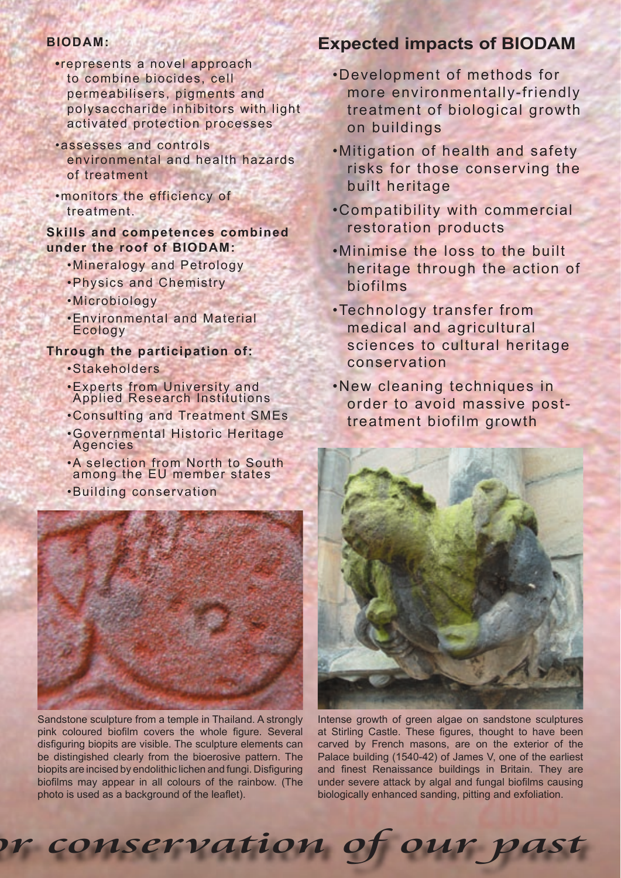**BIODAM:**

- represents a novel approach to combine biocides, cell permeabilisers, pigments and polysaccharide inhibitors with light activated protection processes
- assesses and controls environmental and health hazards of treatment
- monitors the efficiency of treatment.

**Skills and competences combined under the roof of BIODAM:**

- Mineralogy and Petrology
- Physics and Chemistry
- Microbiology
- Environmental and Material Ecology

**Through the participation of:**

- Stakeholders
- Experts from University and Applied Research Institutions
- Consulting and Treatment SMEs
- Governmental Historic Heritage Agencies
- A selection from North to South among the EU member states
- Building conservation

Sandstone sculpture from a temple in Thailand. A strongly pink coloured biofilm covers the whole figure. Several disfiguring biopits are visible. The sculpture elements can be distinguished clearly from the bioerosive pattern. The biopits are incised by endolithic lichen and fungi. Disfiguring biofilms may appear in all colours of the rainbow. (The photo is used as a background of the leaflet).

## Expected impacts of BIODAM

- Development of methods for more environmentally-friendly treatment of biological growth on buildings
- Mitigation of health and safety risks for those conserving the built heritage
- Compatibility with commercial restoration products
- Minimise the loss to the built heritage through the action of biofilms
- Technology transfer from medical and agricultural sciences to cultural heritage conservation
- New cleaning techniques in order to avoid massive post-treatment biofilm growth

Intense growth of green algae on sandstone sculptures at Stirling Castle. These figures, thought to have been carved by French masons, are on the exterior of the Palace building (1540-42) of James V, one of the earliest and finest Renaissance buildings in Britain. They are under severe attack by algal and fungal biofilms causing biologically enhanced sanding, pitting and exfoliation.

*or conservation of our past*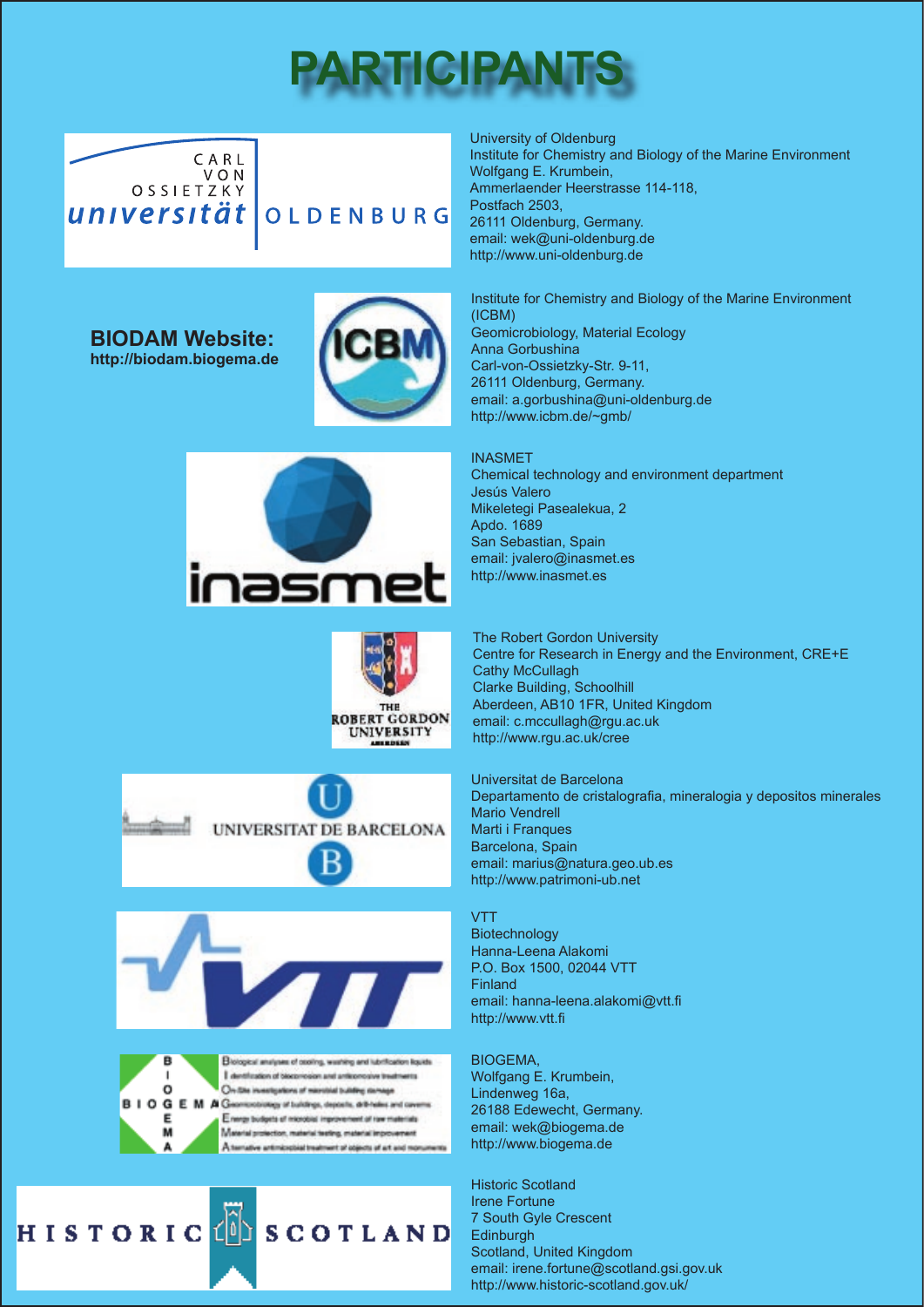# PARTICIPANTS

University of Oldenburg
Institute for Chemistry and Biology of the Marine Environment
Wolfgang E. Krumbein,
Ammerlaender Heerstrasse 114-118,
Postfach 2503,
26111 Oldenburg, Germany.
email: wek@uni-oldenburg.de
http://www.uni-oldenburg.de

**BIODAM Website:**
**http://biodam.biogema.de**

Institute for Chemistry and Biology of the Marine Environment (ICBM)
Geomicrobiology, Material Ecology
Anna Gorbushina
Carl-von-Ossietzky-Str. 9-11,
26111 Oldenburg, Germany.
email: a.gorbushina@uni-oldenburg.de
http://www.icbm.de/~gmb/

INASMET
Chemical technology and environment department
Jesús Valero
Mikeletegi Pasealekua, 2
Apdo. 1689
San Sebastian, Spain
email: jvalero@inasmet.es
http://www.inasmet.es

The Robert Gordon University
Centre for Research in Energy and the Environment, CRE+E
Cathy McCullagh
Clarke Building, Schoolhill
Aberdeen, AB10 1FR, United Kingdom
email: c.mccullagh@rgu.ac.uk
http://www.rgu.ac.uk/cree

Universitat de Barcelona
Departamento de cristalografia, mineralogia y depositos minerales
Mario Vendrell
Marti i Franques
Barcelona, Spain
email: marius@natura.geo.ub.es
http://www.patrimoni-ub.net

VTT
Biotechnology
Hanna-Leena Alakomi
P.O. Box 1500, 02044 VTT
Finland
email: hanna-leena.alakomi@vtt.fi
http://www.vtt.fi

BIOGEMA,
Wolfgang E. Krumbein,
Lindenweg 16a,
26188 Edewecht, Germany.
email: wek@biogema.de
http://www.biogema.de

Historic Scotland
Irene Fortune
7 South Gyle Crescent
Edinburgh
Scotland, United Kingdom
email: irene.fortune@scotland.gsi.gov.uk
http://www.historic-scotland.gov.uk/